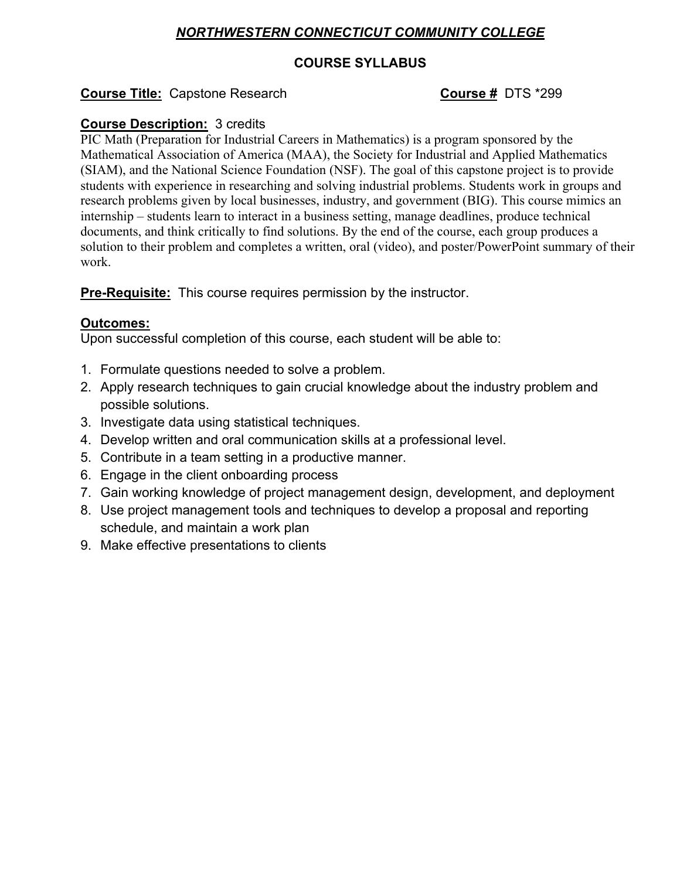# ***NORTHWESTERN CONNECTICUT COMMUNITY COLLEGE***

## COURSE SYLLABUS

**Course Title:** Capstone Research **Course #** DTS *299

**Course Description:** 3 credits
PIC Math (Preparation for Industrial Careers in Mathematics) is a program sponsored by the Mathematical Association of America (MAA), the Society for Industrial and Applied Mathematics (SIAM), and the National Science Foundation (NSF). The goal of this capstone project is to provide students with experience in researching and solving industrial problems. Students work in groups and research problems given by local businesses, industry, and government (BIG). This course mimics an internship – students learn to interact in a business setting, manage deadlines, produce technical documents, and think critically to find solutions. By the end of the course, each group produces a solution to their problem and completes a written, oral (video), and poster/PowerPoint summary of their work.

**Pre-Requisite:** This course requires permission by the instructor.

**Outcomes:**
Upon successful completion of this course, each student will be able to:

1. Formulate questions needed to solve a problem.
2. Apply research techniques to gain crucial knowledge about the industry problem and possible solutions.
3. Investigate data using statistical techniques.
4. Develop written and oral communication skills at a professional level.
5. Contribute in a team setting in a productive manner.
6. Engage in the client onboarding process
7. Gain working knowledge of project management design, development, and deployment
8. Use project management tools and techniques to develop a proposal and reporting schedule, and maintain a work plan
9. Make effective presentations to clients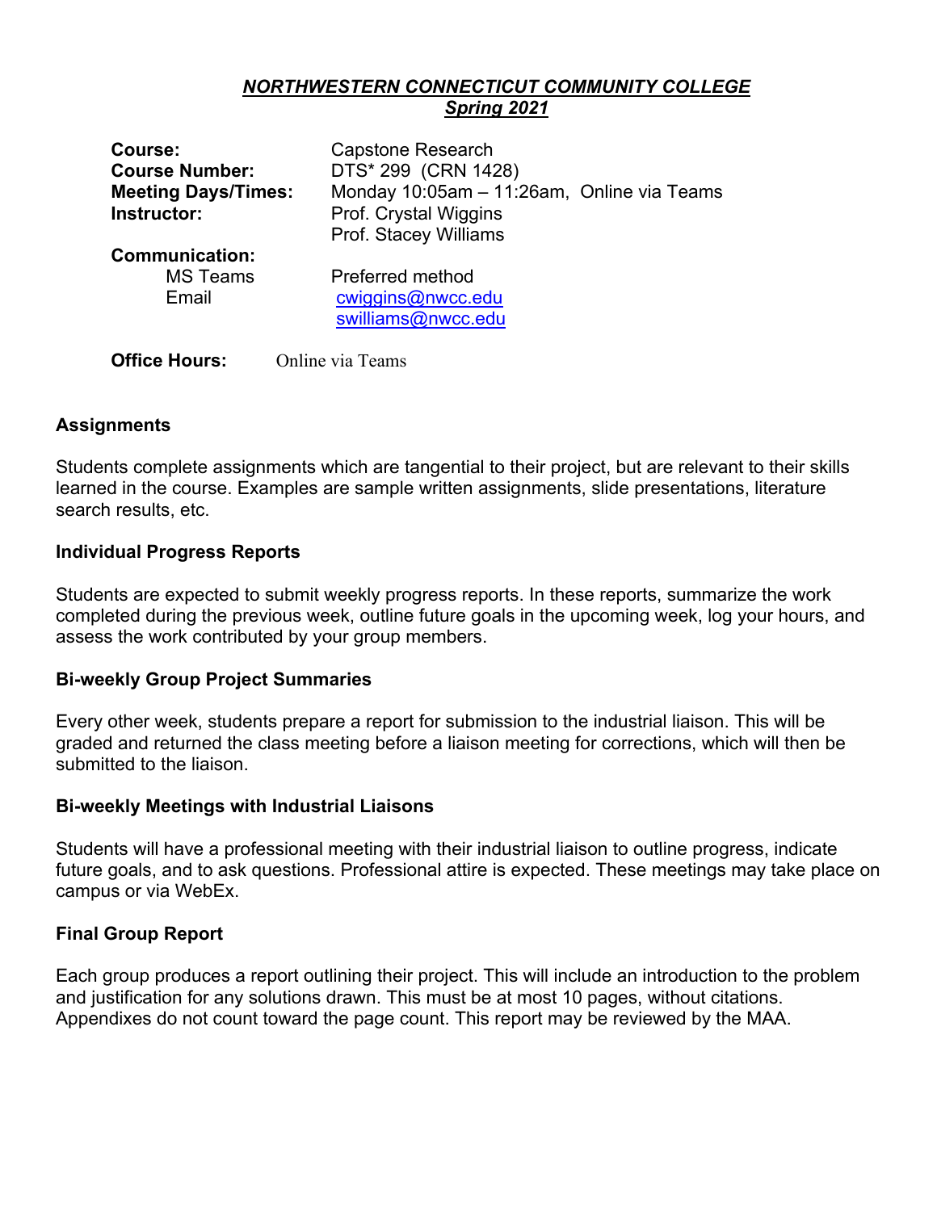***NORTHWESTERN CONNECTICUT COMMUNITY COLLEGE***
***Spring 2021***

| | |
|---|---|
| **Course:** | Capstone Research |
| **Course Number:** | DTS* 299 (CRN 1428) |
| **Meeting Days/Times:** | Monday 10:05am – 11:26am, Online via Teams |
| **Instructor:** | Prof. Crystal Wiggins<br>Prof. Stacey Williams |
| **Communication:** | |
| MS Teams | Preferred method |
| Email | cwiggins@nwcc.edu<br>swilliams@nwcc.edu |

**Office Hours:** Online via Teams

### Assignments

Students complete assignments which are tangential to their project, but are relevant to their skills learned in the course. Examples are sample written assignments, slide presentations, literature search results, etc.

### Individual Progress Reports

Students are expected to submit weekly progress reports. In these reports, summarize the work completed during the previous week, outline future goals in the upcoming week, log your hours, and assess the work contributed by your group members.

### Bi-weekly Group Project Summaries

Every other week, students prepare a report for submission to the industrial liaison. This will be graded and returned the class meeting before a liaison meeting for corrections, which will then be submitted to the liaison.

### Bi-weekly Meetings with Industrial Liaisons

Students will have a professional meeting with their industrial liaison to outline progress, indicate future goals, and to ask questions. Professional attire is expected. These meetings may take place on campus or via WebEx.

### Final Group Report

Each group produces a report outlining their project. This will include an introduction to the problem and justification for any solutions drawn. This must be at most 10 pages, without citations. Appendixes do not count toward the page count. This report may be reviewed by the MAA.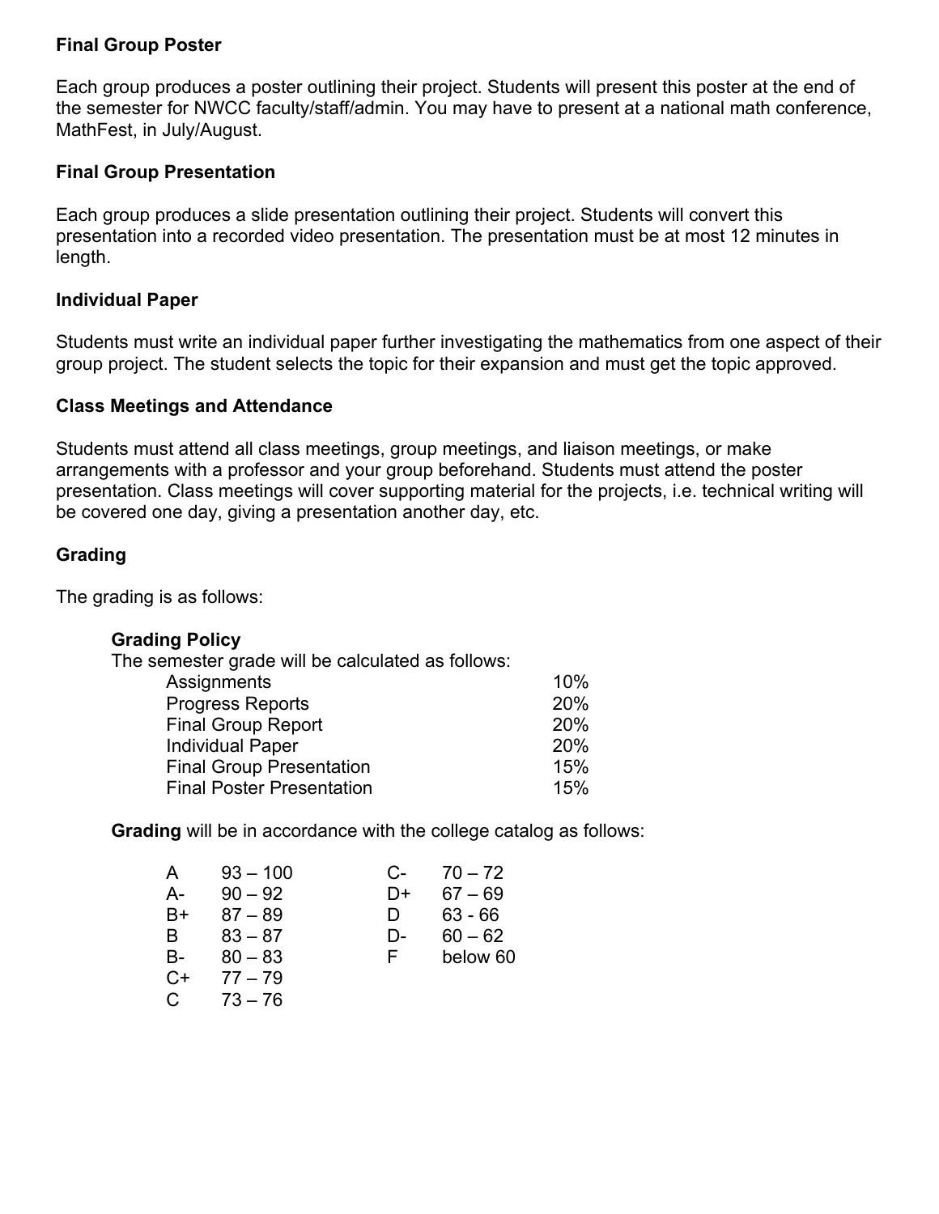**Final Group Poster**

Each group produces a poster outlining their project. Students will present this poster at the end of the semester for NWCC faculty/staff/admin. You may have to present at a national math conference, MathFest, in July/August.

**Final Group Presentation**

Each group produces a slide presentation outlining their project. Students will convert this presentation into a recorded video presentation. The presentation must be at most 12 minutes in length.

**Individual Paper**

Students must write an individual paper further investigating the mathematics from one aspect of their group project. The student selects the topic for their expansion and must get the topic approved.

**Class Meetings and Attendance**

Students must attend all class meetings, group meetings, and liaison meetings, or make arrangements with a professor and your group beforehand. Students must attend the poster presentation. Class meetings will cover supporting material for the projects, i.e. technical writing will be covered one day, giving a presentation another day, etc.

**Grading**

The grading is as follows:

**Grading Policy**

The semester grade will be calculated as follows:

| | |
|---|---|
| Assignments | 10% |
| Progress Reports | 20% |
| Final Group Report | 20% |
| Individual Paper | 20% |
| Final Group Presentation | 15% |
| Final Poster Presentation | 15% |

**Grading** will be in accordance with the college catalog as follows:

| | | | |
|---|---|---|---|
| A | 93 – 100 | C- | 70 – 72 |
| A- | 90 – 92 | D+ | 67 – 69 |
| B+ | 87 – 89 | D | 63 - 66 |
| B | 83 – 87 | D- | 60 – 62 |
| B- | 80 – 83 | F | below 60 |
| C+ | 77 – 79 | | |
| C | 73 – 76 | | |